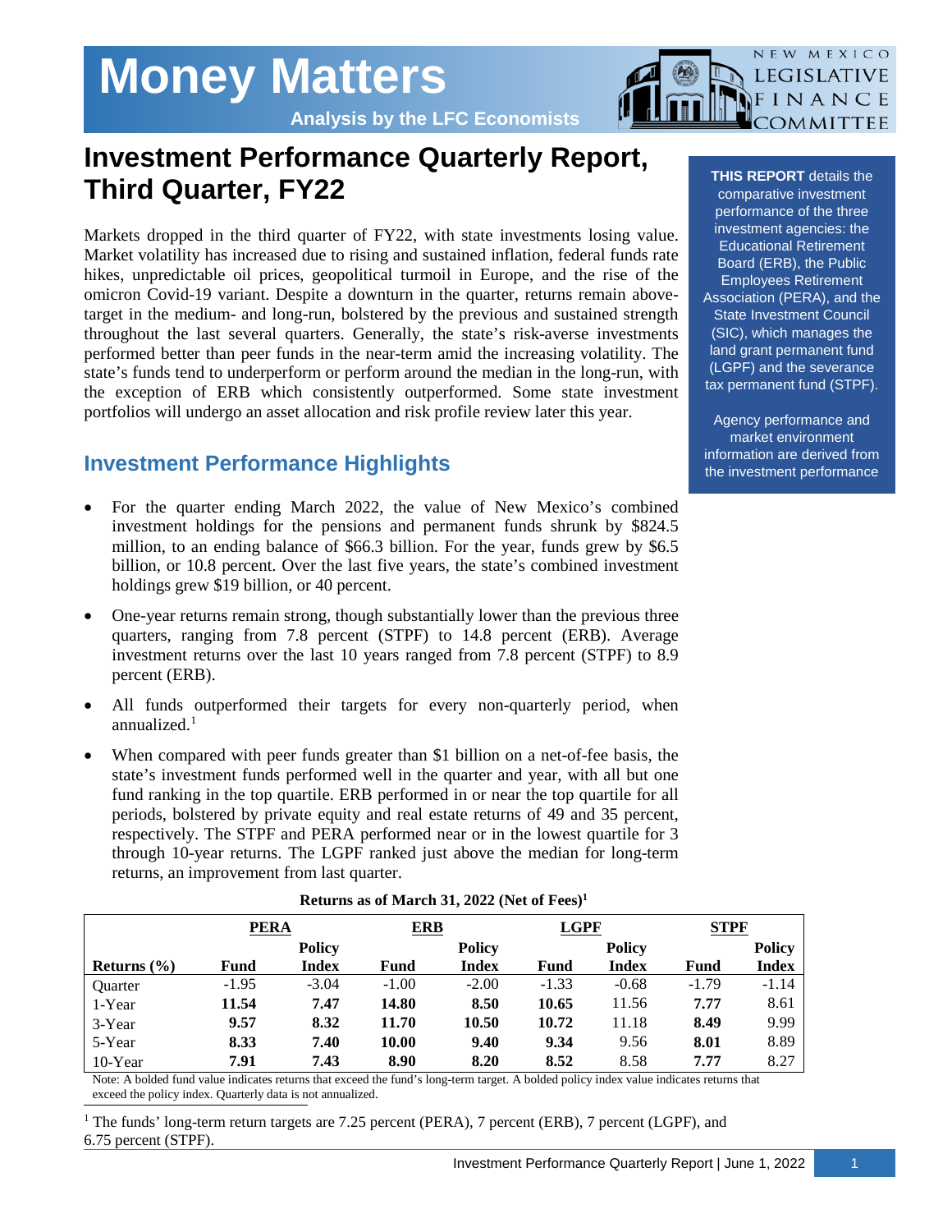Money Matters

Analysis by the LFC Economists

NEW MEXICO LEGISLATIVE FINANCE COMMITTEE

# Investment Performance Quarterly Report, Third Quarter, FY22

Markets dropped in the third quarter of FY22, with state investments losing value. Market volatility has increased due to rising and sustained inflation, federal funds rate hikes, unpredictable oil prices, geopolitical turmoil in Europe, and the rise of the omicron Covid-19 variant. Despite a downturn in the quarter, returns remain above-target in the medium- and long-run, bolstered by the previous and sustained strength throughout the last several quarters. Generally, the state's risk-averse investments performed better than peer funds in the near-term amid the increasing volatility. The state's funds tend to underperform or perform around the median in the long-run, with the exception of ERB which consistently outperformed. Some state investment portfolios will undergo an asset allocation and risk profile review later this year.

**THIS REPORT** details the comparative investment performance of the three investment agencies: the Educational Retirement Board (ERB), the Public Employees Retirement Association (PERA), and the State Investment Council (SIC), which manages the land grant permanent fund (LGPF) and the severance tax permanent fund (STPF).

Agency performance and market environment information are derived from the investment performance

## Investment Performance Highlights

- For the quarter ending March 2022, the value of New Mexico's combined investment holdings for the pensions and permanent funds shrunk by $824.5 million, to an ending balance of $66.3 billion. For the year, funds grew by $6.5 billion, or 10.8 percent. Over the last five years, the state's combined investment holdings grew $19 billion, or 40 percent.
- One-year returns remain strong, though substantially lower than the previous three quarters, ranging from 7.8 percent (STPF) to 14.8 percent (ERB). Average investment returns over the last 10 years ranged from 7.8 percent (STPF) to 8.9 percent (ERB).
- All funds outperformed their targets for every non-quarterly period, when annualized.[1]
- When compared with peer funds greater than $1 billion on a net-of-fee basis, the state's investment funds performed well in the quarter and year, with all but one fund ranking in the top quartile. ERB performed in or near the top quartile for all periods, bolstered by private equity and real estate returns of 49 and 35 percent, respectively. The STPF and PERA performed near or in the lowest quartile for 3 through 10-year returns. The LGPF ranked just above the median for long-term returns, an improvement from last quarter.

**Returns as of March 31, 2022 (Net of Fees)[1]**

| | PERA | | ERB | | LGPF | | STPF | |
|---|---|---|---|---|---|---|---|---|
| **Returns (%)** | **Fund** | **Policy Index** | **Fund** | **Policy Index** | **Fund** | **Policy Index** | **Fund** | **Policy Index** |
| Quarter | -1.95 | -3.04 | -1.00 | -2.00 | -1.33 | -0.68 | -1.79 | -1.14 |
| 1-Year | **11.54** | **7.47** | **14.80** | **8.50** | **10.65** | 11.56 | **7.77** | 8.61 |
| 3-Year | **9.57** | **8.32** | **11.70** | **10.50** | **10.72** | 11.18 | **8.49** | 9.99 |
| 5-Year | **8.33** | **7.40** | **10.00** | **9.40** | **9.34** | 9.56 | **8.01** | 8.89 |
| 10-Year | **7.91** | **7.43** | **8.90** | **8.20** | **8.52** | 8.58 | **7.77** | 8.27 |

Note: A bolded fund value indicates returns that exceed the fund's long-term target. A bolded policy index value indicates returns that exceed the policy index. Quarterly data is not annualized.

[1] The funds' long-term return targets are 7.25 percent (PERA), 7 percent (ERB), 7 percent (LGPF), and 6.75 percent (STPF).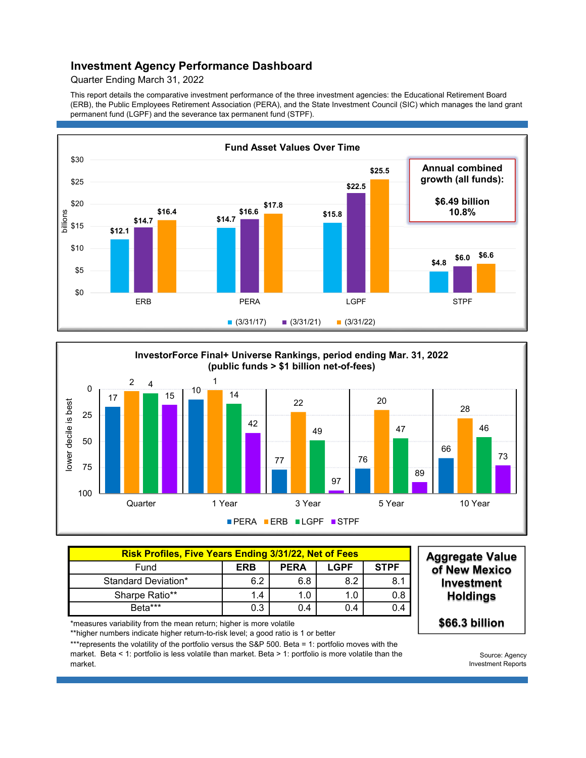# Investment Agency Performance Dashboard

Quarter Ending March 31, 2022

This report details the comparative investment performance of the three investment agencies: the Educational Retirement Board (ERB), the Public Employees Retirement Association (PERA), and the State Investment Council (SIC) which manages the land grant permanent fund (LGPF) and the severance tax permanent fund (STPF).

Fund Asset Values Over Time

billions

$30
$25
$20
$15
$10
$5
$0

ERB: $12.1, $14.7, $16.4
PERA: $14.7, $16.6, $17.8
LGPF: $15.8, $22.5, $25.5
STPF: $4.8, $6.0, $6.6

(3/31/17) (3/31/21) (3/31/22)

**Annual combined growth (all funds):**

**$6.49 billion**
**10.8%**

InvestorForce Final+ Universe Rankings, period ending Mar. 31, 2022
(public funds > $1 billion net-of-fees)

lower decile is best

0
25
50
75
100

Quarter: 17, 2, 4, 15
1 Year: 10, 1, 14, 42
3 Year: 77, 22, 49, 97
5 Year: 76, 20, 47, 89
10 Year: 66, 28, 46, 73

PERA ERB LGPF STPF

| Risk Profiles, Five Years Ending 3/31/22, Net of Fees | | | | |
|---|---|---|---|---|
| Fund | ERB | PERA | LGPF | STPF |
| Standard Deviation* | 6.2 | 6.8 | 8.2 | 8.1 |
| Sharpe Ratio** | 1.4 | 1.0 | 1.0 | 0.8 |
| Beta*** | 0.3 | 0.4 | 0.4 | 0.4 |

*measures variability from the mean return; higher is more volatile
**higher numbers indicate higher return-to-risk level; a good ratio is 1 or better
***represents the volatility of the portfolio versus the S&P 500. Beta = 1: portfolio moves with the market. Beta < 1: portfolio is less volatile than market. Beta > 1: portfolio is more volatile than the market.

**Aggregate Value of New Mexico Investment Holdings**

**$66.3 billion**

Source: Agency Investment Reports